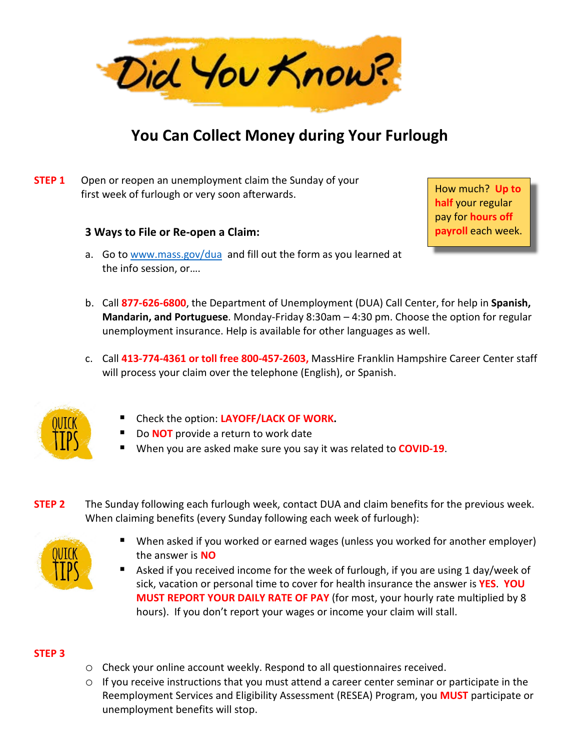# Did You Know?

## You Can Collect Money during Your Furlough

**STEP 1** Open or reopen an unemployment claim the Sunday of your first week of furlough or very soon afterwards.

> How much? **Up to half** your regular pay for **hours off payroll** each week.

### 3 Ways to File or Re-open a Claim:

a. Go to www.mass.gov/dua and fill out the form as you learned at the info session, or….

b. Call **877-626-6800**, the Department of Unemployment (DUA) Call Center, for help in **Spanish, Mandarin, and Portuguese**. Monday-Friday 8:30am – 4:30 pm. Choose the option for regular unemployment insurance. Help is available for other languages as well.

c. Call **413-774-4361 or toll free 800-457-2603,** MassHire Franklin Hampshire Career Center staff will process your claim over the telephone (English), or Spanish.

**QUICK TIPS**

- Check the option: **LAYOFF/LACK OF WORK.**
- Do **NOT** provide a return to work date
- When you are asked make sure you say it was related to **COVID-19**.

**STEP 2** The Sunday following each furlough week, contact DUA and claim benefits for the previous week. When claiming benefits (every Sunday following each week of furlough):

**QUICK TIPS**

- When asked if you worked or earned wages (unless you worked for another employer) the answer is **NO**
- Asked if you received income for the week of furlough, if you are using 1 day/week of sick, vacation or personal time to cover for health insurance the answer is **YES**. **YOU MUST REPORT YOUR DAILY RATE OF PAY** (for most, your hourly rate multiplied by 8 hours). If you don't report your wages or income your claim will stall.

**STEP 3**

- Check your online account weekly. Respond to all questionnaires received.
- If you receive instructions that you must attend a career center seminar or participate in the Reemployment Services and Eligibility Assessment (RESEA) Program, you **MUST** participate or unemployment benefits will stop.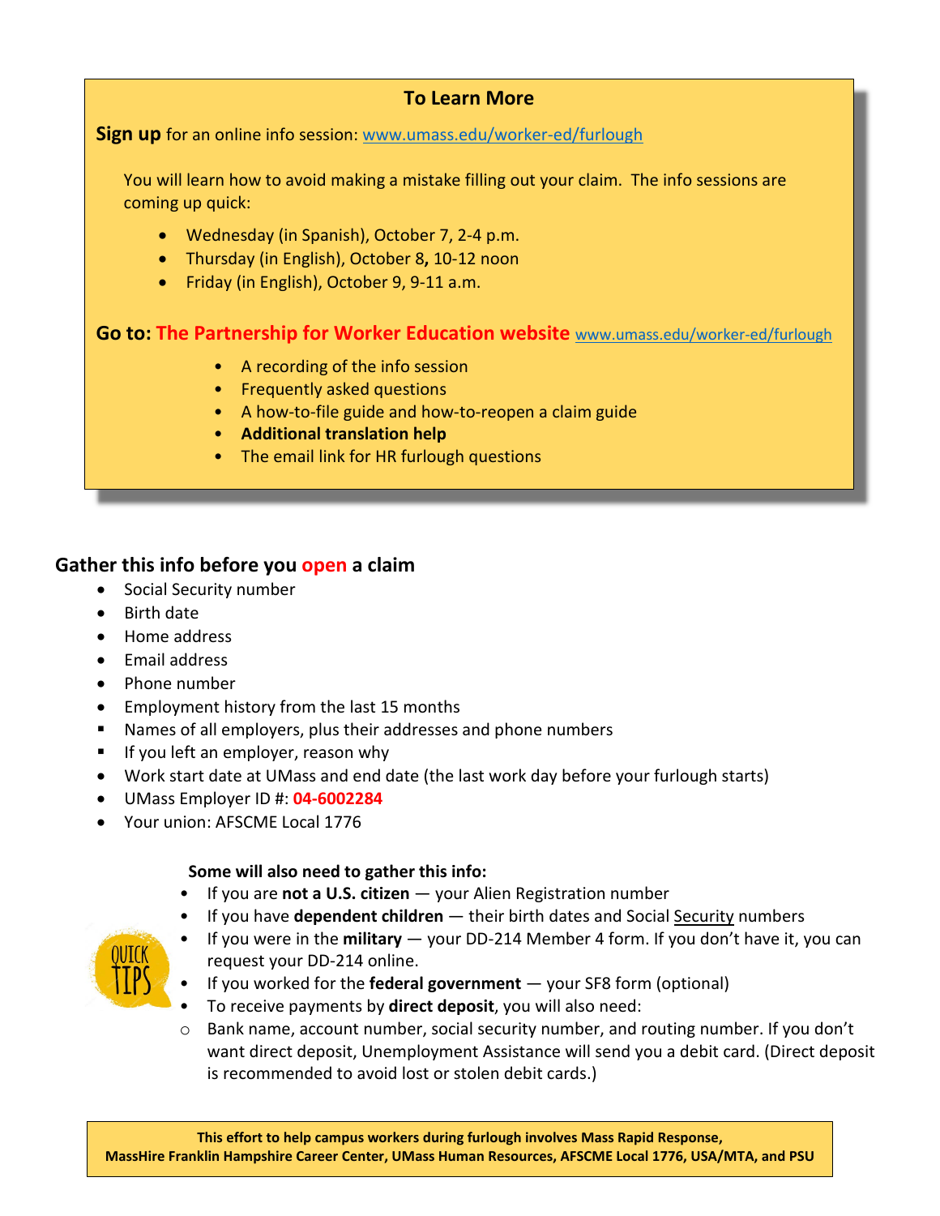## To Learn More

**Sign up** for an online info session: www.umass.edu/worker-ed/furlough

You will learn how to avoid making a mistake filling out your claim. The info sessions are coming up quick:

- Wednesday (in Spanish), October 7, 2-4 p.m.
- Thursday (in English), October 8**,** 10-12 noon
- Friday (in English), October 9, 9-11 a.m.

**Go to: The Partnership for Worker Education website** www.umass.edu/worker-ed/furlough

- A recording of the info session
- Frequently asked questions
- A how-to-file guide and how-to-reopen a claim guide
- **Additional translation help**
- The email link for HR furlough questions

## Gather this info before you open a claim

- Social Security number
- Birth date
- Home address
- Email address
- Phone number
- Employment history from the last 15 months
  - Names of all employers, plus their addresses and phone numbers
  - If you left an employer, reason why
- Work start date at UMass and end date (the last work day before your furlough starts)
- UMass Employer ID #: **04-6002284**
- Your union: AFSCME Local 1776

QUICK TIPS

**Some will also need to gather this info:**

- If you are **not a U.S. citizen** — your Alien Registration number
- If you have **dependent children** — their birth dates and Social Security numbers
- If you were in the **military** — your DD-214 Member 4 form. If you don't have it, you can request your DD-214 online.
- If you worked for the **federal government** — your SF8 form (optional)
- To receive payments by **direct deposit**, you will also need:
  - Bank name, account number, social security number, and routing number. If you don't want direct deposit, Unemployment Assistance will send you a debit card. (Direct deposit is recommended to avoid lost or stolen debit cards.)

**This effort to help campus workers during furlough involves Mass Rapid Response, MassHire Franklin Hampshire Career Center, UMass Human Resources, AFSCME Local 1776, USA/MTA, and PSU**